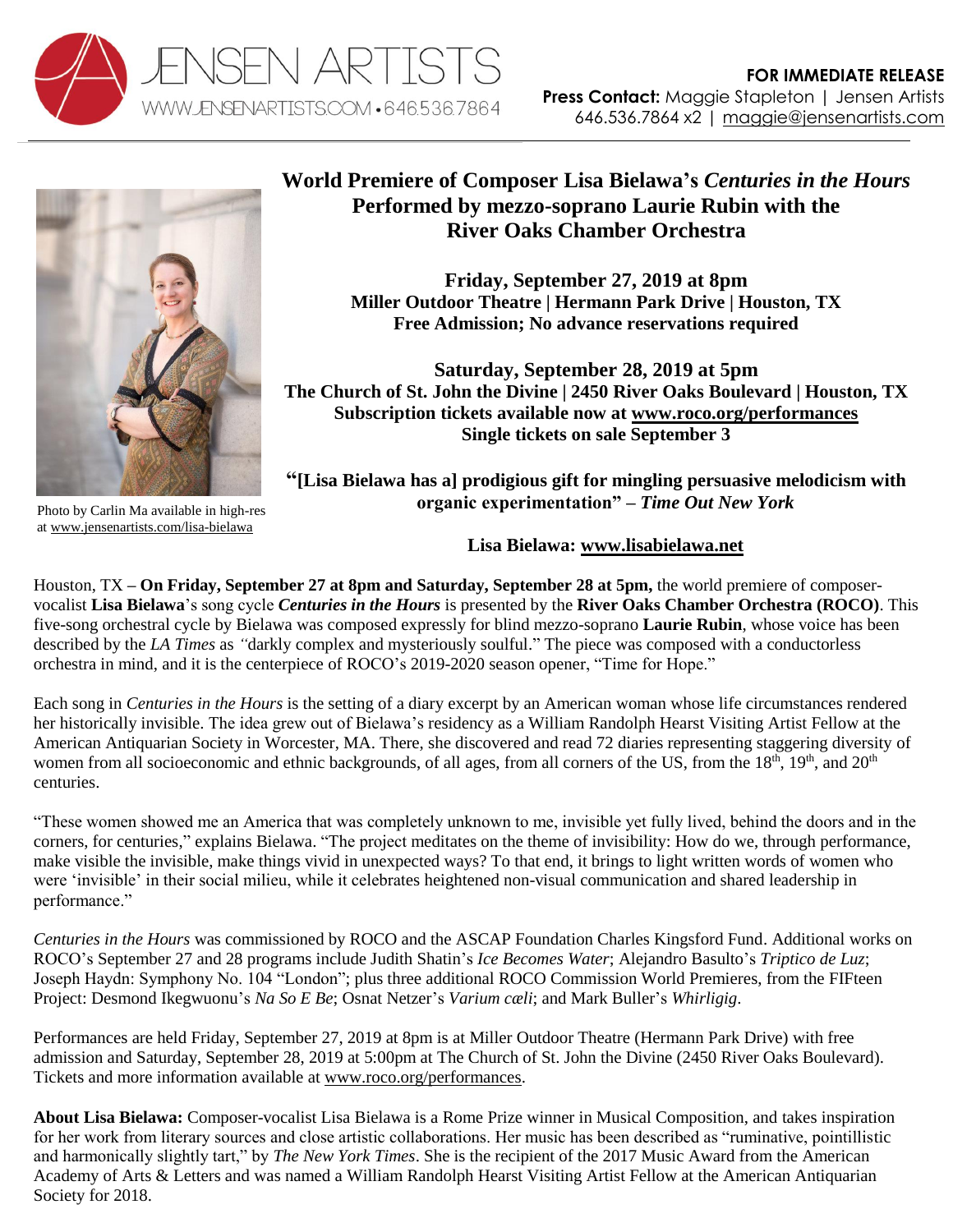JENSEN ARTISTS
WWW.JENSENARTISTS.COM • 646.536.7864

**FOR IMMEDIATE RELEASE**
**Press Contact:** Maggie Stapleton | Jensen Artists
646.536.7864 x2 | maggie@jensenartists.com

Photo by Carlin Ma available in high-res at www.jensenartists.com/lisa-bielawa

# World Premiere of Composer Lisa Bielawa's *Centuries in the Hours* Performed by mezzo-soprano Laurie Rubin with the River Oaks Chamber Orchestra

**Friday, September 27, 2019 at 8pm**
**Miller Outdoor Theatre | Hermann Park Drive | Houston, TX**
**Free Admission; No advance reservations required**

**Saturday, September 28, 2019 at 5pm**
**The Church of St. John the Divine | 2450 River Oaks Boulevard | Houston, TX**
**Subscription tickets available now at www.roco.org/performances**
**Single tickets on sale September 3**

**"[Lisa Bielawa has a] prodigious gift for mingling persuasive melodicism with organic experimentation" – *Time Out New York***

**Lisa Bielawa: www.lisabielawa.net**

Houston, TX **– On Friday, September 27 at 8pm and Saturday, September 28 at 5pm,** the world premiere of composer-vocalist **Lisa Bielawa**'s song cycle ***Centuries in the Hours*** is presented by the **River Oaks Chamber Orchestra (ROCO)**. This five-song orchestral cycle by Bielawa was composed expressly for blind mezzo-soprano **Laurie Rubin**, whose voice has been described by the *LA Times* as *"*darkly complex and mysteriously soulful." The piece was composed with a conductorless orchestra in mind, and it is the centerpiece of ROCO's 2019-2020 season opener, "Time for Hope."

Each song in *Centuries in the Hours* is the setting of a diary excerpt by an American woman whose life circumstances rendered her historically invisible. The idea grew out of Bielawa's residency as a William Randolph Hearst Visiting Artist Fellow at the American Antiquarian Society in Worcester, MA. There, she discovered and read 72 diaries representing staggering diversity of women from all socioeconomic and ethnic backgrounds, of all ages, from all corners of the US, from the 18th, 19th, and 20th centuries.

"These women showed me an America that was completely unknown to me, invisible yet fully lived, behind the doors and in the corners, for centuries," explains Bielawa. "The project meditates on the theme of invisibility: How do we, through performance, make visible the invisible, make things vivid in unexpected ways? To that end, it brings to light written words of women who were 'invisible' in their social milieu, while it celebrates heightened non-visual communication and shared leadership in performance."

*Centuries in the Hours* was commissioned by ROCO and the ASCAP Foundation Charles Kingsford Fund. Additional works on ROCO's September 27 and 28 programs include Judith Shatin's *Ice Becomes Water*; Alejandro Basulto's *Triptico de Luz*; Joseph Haydn: Symphony No. 104 "London"; plus three additional ROCO Commission World Premieres, from the FIFteen Project: Desmond Ikegwuonu's *Na So E Be*; Osnat Netzer's *Varium cæli*; and Mark Buller's *Whirligig*.

Performances are held Friday, September 27, 2019 at 8pm is at Miller Outdoor Theatre (Hermann Park Drive) with free admission and Saturday, September 28, 2019 at 5:00pm at The Church of St. John the Divine (2450 River Oaks Boulevard). Tickets and more information available at www.roco.org/performances.

**About Lisa Bielawa:** Composer-vocalist Lisa Bielawa is a Rome Prize winner in Musical Composition, and takes inspiration for her work from literary sources and close artistic collaborations. Her music has been described as "ruminative, pointillistic and harmonically slightly tart," by *The New York Times*. She is the recipient of the 2017 Music Award from the American Academy of Arts & Letters and was named a William Randolph Hearst Visiting Artist Fellow at the American Antiquarian Society for 2018.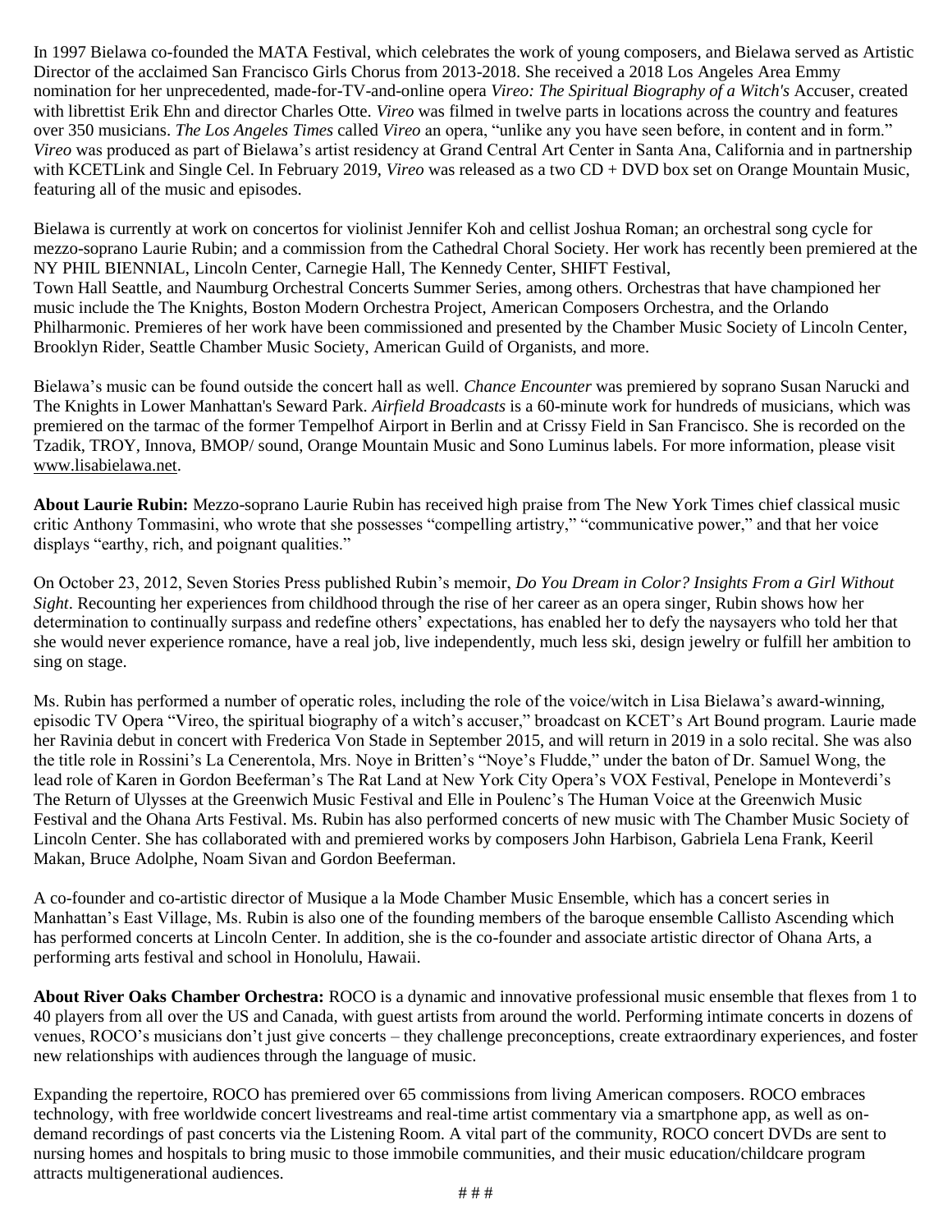In 1997 Bielawa co-founded the MATA Festival, which celebrates the work of young composers, and Bielawa served as Artistic Director of the acclaimed San Francisco Girls Chorus from 2013-2018. She received a 2018 Los Angeles Area Emmy nomination for her unprecedented, made-for-TV-and-online opera *Vireo: The Spiritual Biography of a Witch's* Accuser, created with librettist Erik Ehn and director Charles Otte. *Vireo* was filmed in twelve parts in locations across the country and features over 350 musicians. *The Los Angeles Times* called *Vireo* an opera, "unlike any you have seen before, in content and in form." *Vireo* was produced as part of Bielawa's artist residency at Grand Central Art Center in Santa Ana, California and in partnership with KCETLink and Single Cel. In February 2019, *Vireo* was released as a two CD + DVD box set on Orange Mountain Music, featuring all of the music and episodes.

Bielawa is currently at work on concertos for violinist Jennifer Koh and cellist Joshua Roman; an orchestral song cycle for mezzo-soprano Laurie Rubin; and a commission from the Cathedral Choral Society. Her work has recently been premiered at the NY PHIL BIENNIAL, Lincoln Center, Carnegie Hall, The Kennedy Center, SHIFT Festival, Town Hall Seattle, and Naumburg Orchestral Concerts Summer Series, among others. Orchestras that have championed her music include the The Knights, Boston Modern Orchestra Project, American Composers Orchestra, and the Orlando Philharmonic. Premieres of her work have been commissioned and presented by the Chamber Music Society of Lincoln Center, Brooklyn Rider, Seattle Chamber Music Society, American Guild of Organists, and more.

Bielawa's music can be found outside the concert hall as well. *Chance Encounter* was premiered by soprano Susan Narucki and The Knights in Lower Manhattan's Seward Park. *Airfield Broadcasts* is a 60-minute work for hundreds of musicians, which was premiered on the tarmac of the former Tempelhof Airport in Berlin and at Crissy Field in San Francisco. She is recorded on the Tzadik, TROY, Innova, BMOP/ sound, Orange Mountain Music and Sono Luminus labels. For more information, please visit www.lisabielawa.net.

**About Laurie Rubin:** Mezzo-soprano Laurie Rubin has received high praise from The New York Times chief classical music critic Anthony Tommasini, who wrote that she possesses "compelling artistry," "communicative power," and that her voice displays "earthy, rich, and poignant qualities."

On October 23, 2012, Seven Stories Press published Rubin's memoir, *Do You Dream in Color? Insights From a Girl Without Sight*. Recounting her experiences from childhood through the rise of her career as an opera singer, Rubin shows how her determination to continually surpass and redefine others' expectations, has enabled her to defy the naysayers who told her that she would never experience romance, have a real job, live independently, much less ski, design jewelry or fulfill her ambition to sing on stage.

Ms. Rubin has performed a number of operatic roles, including the role of the voice/witch in Lisa Bielawa's award-winning, episodic TV Opera "Vireo, the spiritual biography of a witch's accuser," broadcast on KCET's Art Bound program. Laurie made her Ravinia debut in concert with Frederica Von Stade in September 2015, and will return in 2019 in a solo recital. She was also the title role in Rossini's La Cenerentola, Mrs. Noye in Britten's "Noye's Fludde," under the baton of Dr. Samuel Wong, the lead role of Karen in Gordon Beeferman's The Rat Land at New York City Opera's VOX Festival, Penelope in Monteverdi's The Return of Ulysses at the Greenwich Music Festival and Elle in Poulenc's The Human Voice at the Greenwich Music Festival and the Ohana Arts Festival. Ms. Rubin has also performed concerts of new music with The Chamber Music Society of Lincoln Center. She has collaborated with and premiered works by composers John Harbison, Gabriela Lena Frank, Keeril Makan, Bruce Adolphe, Noam Sivan and Gordon Beeferman.

A co-founder and co-artistic director of Musique a la Mode Chamber Music Ensemble, which has a concert series in Manhattan's East Village, Ms. Rubin is also one of the founding members of the baroque ensemble Callisto Ascending which has performed concerts at Lincoln Center. In addition, she is the co-founder and associate artistic director of Ohana Arts, a performing arts festival and school in Honolulu, Hawaii.

**About River Oaks Chamber Orchestra:** ROCO is a dynamic and innovative professional music ensemble that flexes from 1 to 40 players from all over the US and Canada, with guest artists from around the world. Performing intimate concerts in dozens of venues, ROCO's musicians don't just give concerts – they challenge preconceptions, create extraordinary experiences, and foster new relationships with audiences through the language of music.

Expanding the repertoire, ROCO has premiered over 65 commissions from living American composers. ROCO embraces technology, with free worldwide concert livestreams and real-time artist commentary via a smartphone app, as well as on-demand recordings of past concerts via the Listening Room. A vital part of the community, ROCO concert DVDs are sent to nursing homes and hospitals to bring music to those immobile communities, and their music education/childcare program attracts multigenerational audiences.

# # #